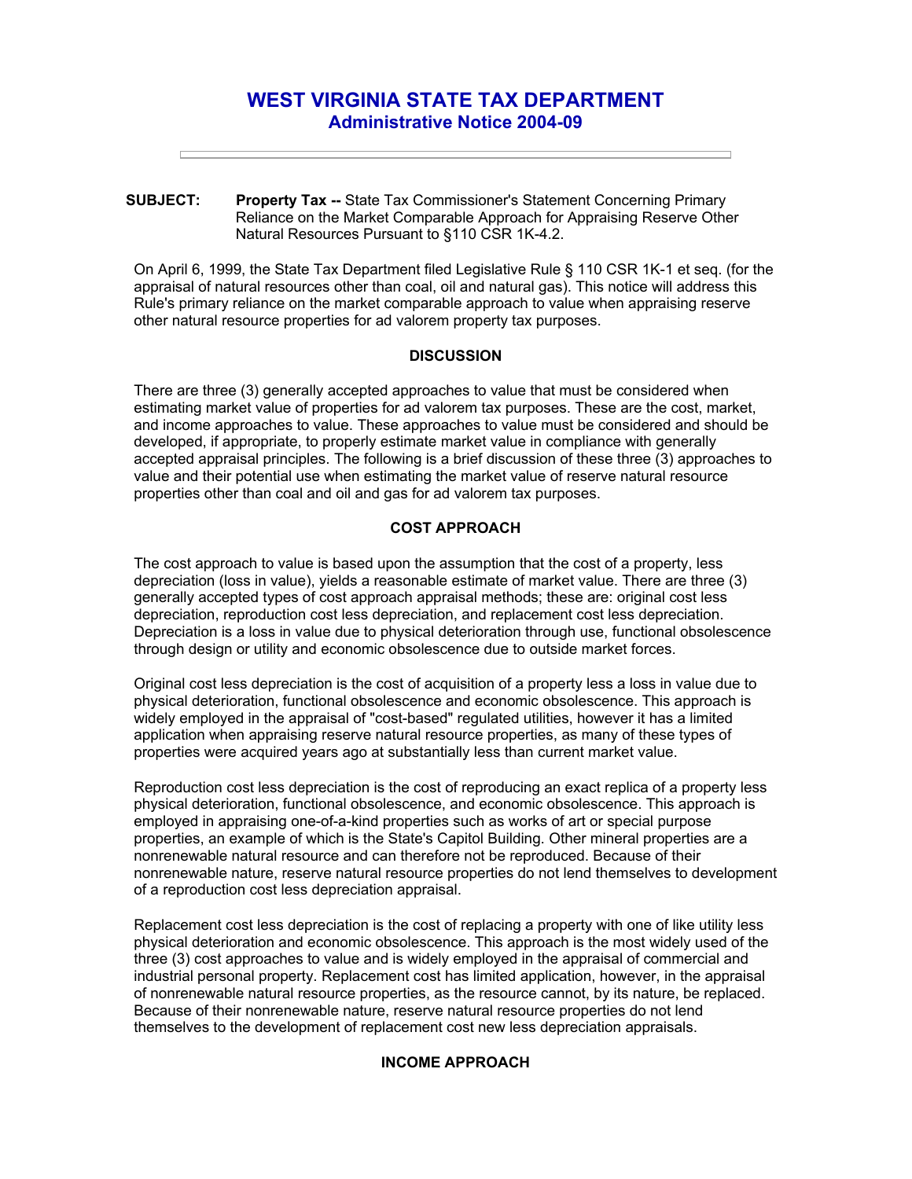# WEST VIRGINIA STATE TAX DEPARTMENT

## Administrative Notice 2004-09

**SUBJECT:** **Property Tax --** State Tax Commissioner's Statement Concerning Primary Reliance on the Market Comparable Approach for Appraising Reserve Other Natural Resources Pursuant to §110 CSR 1K-4.2.

On April 6, 1999, the State Tax Department filed Legislative Rule § 110 CSR 1K-1 et seq. (for the appraisal of natural resources other than coal, oil and natural gas). This notice will address this Rule's primary reliance on the market comparable approach to value when appraising reserve other natural resource properties for ad valorem property tax purposes.

### DISCUSSION

There are three (3) generally accepted approaches to value that must be considered when estimating market value of properties for ad valorem tax purposes. These are the cost, market, and income approaches to value. These approaches to value must be considered and should be developed, if appropriate, to properly estimate market value in compliance with generally accepted appraisal principles. The following is a brief discussion of these three (3) approaches to value and their potential use when estimating the market value of reserve natural resource properties other than coal and oil and gas for ad valorem tax purposes.

### COST APPROACH

The cost approach to value is based upon the assumption that the cost of a property, less depreciation (loss in value), yields a reasonable estimate of market value. There are three (3) generally accepted types of cost approach appraisal methods; these are: original cost less depreciation, reproduction cost less depreciation, and replacement cost less depreciation. Depreciation is a loss in value due to physical deterioration through use, functional obsolescence through design or utility and economic obsolescence due to outside market forces.

Original cost less depreciation is the cost of acquisition of a property less a loss in value due to physical deterioration, functional obsolescence and economic obsolescence. This approach is widely employed in the appraisal of "cost-based" regulated utilities, however it has a limited application when appraising reserve natural resource properties, as many of these types of properties were acquired years ago at substantially less than current market value.

Reproduction cost less depreciation is the cost of reproducing an exact replica of a property less physical deterioration, functional obsolescence, and economic obsolescence. This approach is employed in appraising one-of-a-kind properties such as works of art or special purpose properties, an example of which is the State's Capitol Building. Other mineral properties are a nonrenewable natural resource and can therefore not be reproduced. Because of their nonrenewable nature, reserve natural resource properties do not lend themselves to development of a reproduction cost less depreciation appraisal.

Replacement cost less depreciation is the cost of replacing a property with one of like utility less physical deterioration and economic obsolescence. This approach is the most widely used of the three (3) cost approaches to value and is widely employed in the appraisal of commercial and industrial personal property. Replacement cost has limited application, however, in the appraisal of nonrenewable natural resource properties, as the resource cannot, by its nature, be replaced. Because of their nonrenewable nature, reserve natural resource properties do not lend themselves to the development of replacement cost new less depreciation appraisals.

### INCOME APPROACH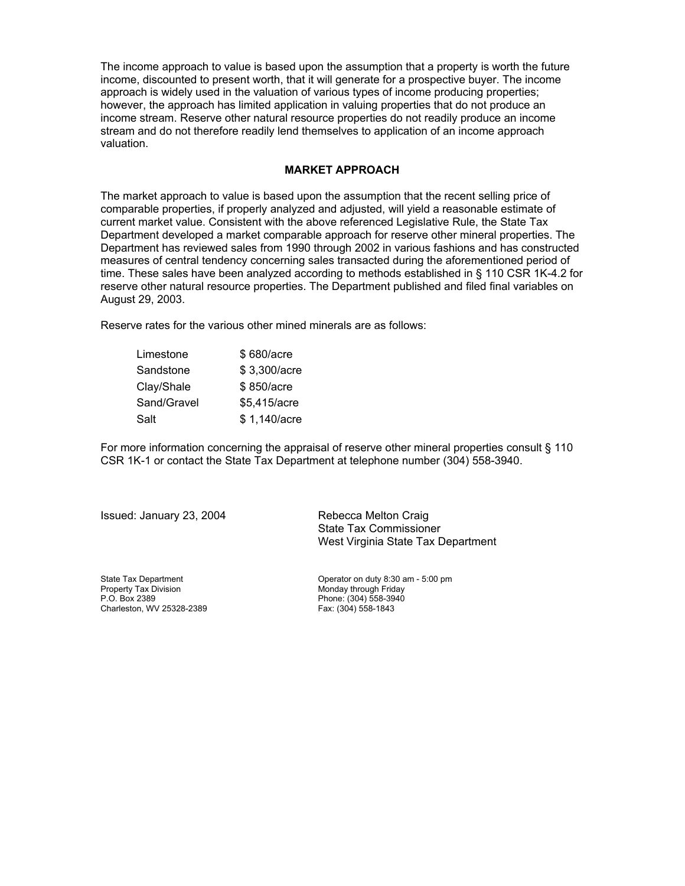The income approach to value is based upon the assumption that a property is worth the future income, discounted to present worth, that it will generate for a prospective buyer. The income approach is widely used in the valuation of various types of income producing properties; however, the approach has limited application in valuing properties that do not produce an income stream. Reserve other natural resource properties do not readily produce an income stream and do not therefore readily lend themselves to application of an income approach valuation.

## MARKET APPROACH

The market approach to value is based upon the assumption that the recent selling price of comparable properties, if properly analyzed and adjusted, will yield a reasonable estimate of current market value. Consistent with the above referenced Legislative Rule, the State Tax Department developed a market comparable approach for reserve other mineral properties. The Department has reviewed sales from 1990 through 2002 in various fashions and has constructed measures of central tendency concerning sales transacted during the aforementioned period of time. These sales have been analyzed according to methods established in § 110 CSR 1K-4.2 for reserve other natural resource properties. The Department published and filed final variables on August 29, 2003.

Reserve rates for the various other mined minerals are as follows:

| | |
|---|---|
| Limestone | $ 680/acre |
| Sandstone | $ 3,300/acre |
| Clay/Shale | $ 850/acre |
| Sand/Gravel | $5,415/acre |
| Salt | $ 1,140/acre |

For more information concerning the appraisal of reserve other mineral properties consult § 110 CSR 1K-1 or contact the State Tax Department at telephone number (304) 558-3940.

Issued: January 23, 2004

Rebecca Melton Craig
State Tax Commissioner
West Virginia State Tax Department

State Tax Department
Property Tax Division
P.O. Box 2389
Charleston, WV 25328-2389

Operator on duty 8:30 am - 5:00 pm
Monday through Friday
Phone: (304) 558-3940
Fax: (304) 558-1843